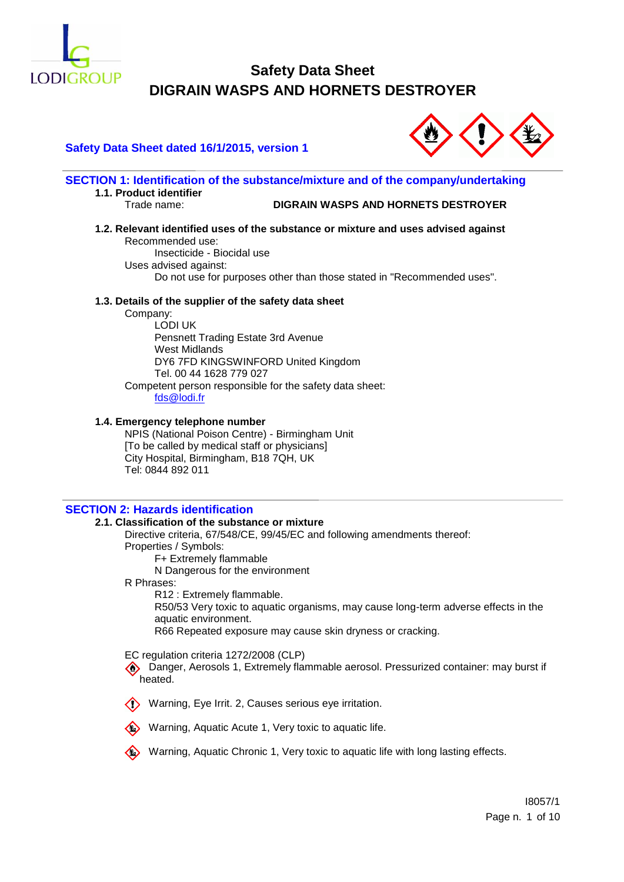# Safety Data Sheet
# DIGRAIN WASPS AND HORNETS DESTROYER

**Safety Data Sheet dated 16/1/2015, version 1**

## SECTION 1: Identification of the substance/mixture and of the company/undertaking

### 1.1. Product identifier

Trade name: **DIGRAIN WASPS AND HORNETS DESTROYER**

### 1.2. Relevant identified uses of the substance or mixture and uses advised against

Recommended use:

Insecticide - Biocidal use

Uses advised against:

Do not use for purposes other than those stated in "Recommended uses".

### 1.3. Details of the supplier of the safety data sheet

Company:

LODI UK
Pensnett Trading Estate 3rd Avenue
West Midlands
DY6 7FD KINGSWINFORD United Kingdom
Tel. 00 44 1628 779 027

Competent person responsible for the safety data sheet:

fds@lodi.fr

### 1.4. Emergency telephone number

NPIS (National Poison Centre) - Birmingham Unit
[To be called by medical staff or physicians]
City Hospital, Birmingham, B18 7QH, UK
Tel: 0844 892 011

## SECTION 2: Hazards identification

### 2.1. Classification of the substance or mixture

Directive criteria, 67/548/CE, 99/45/EC and following amendments thereof:

Properties / Symbols:

F+ Extremely flammable
N Dangerous for the environment

R Phrases:

R12 : Extremely flammable.
R50/53 Very toxic to aquatic organisms, may cause long-term adverse effects in the aquatic environment.
R66 Repeated exposure may cause skin dryness or cracking.

EC regulation criteria 1272/2008 (CLP)

Danger, Aerosols 1, Extremely flammable aerosol. Pressurized container: may burst if heated.

Warning, Eye Irrit. 2, Causes serious eye irritation.

Warning, Aquatic Acute 1, Very toxic to aquatic life.

Warning, Aquatic Chronic 1, Very toxic to aquatic life with long lasting effects.

I8057/1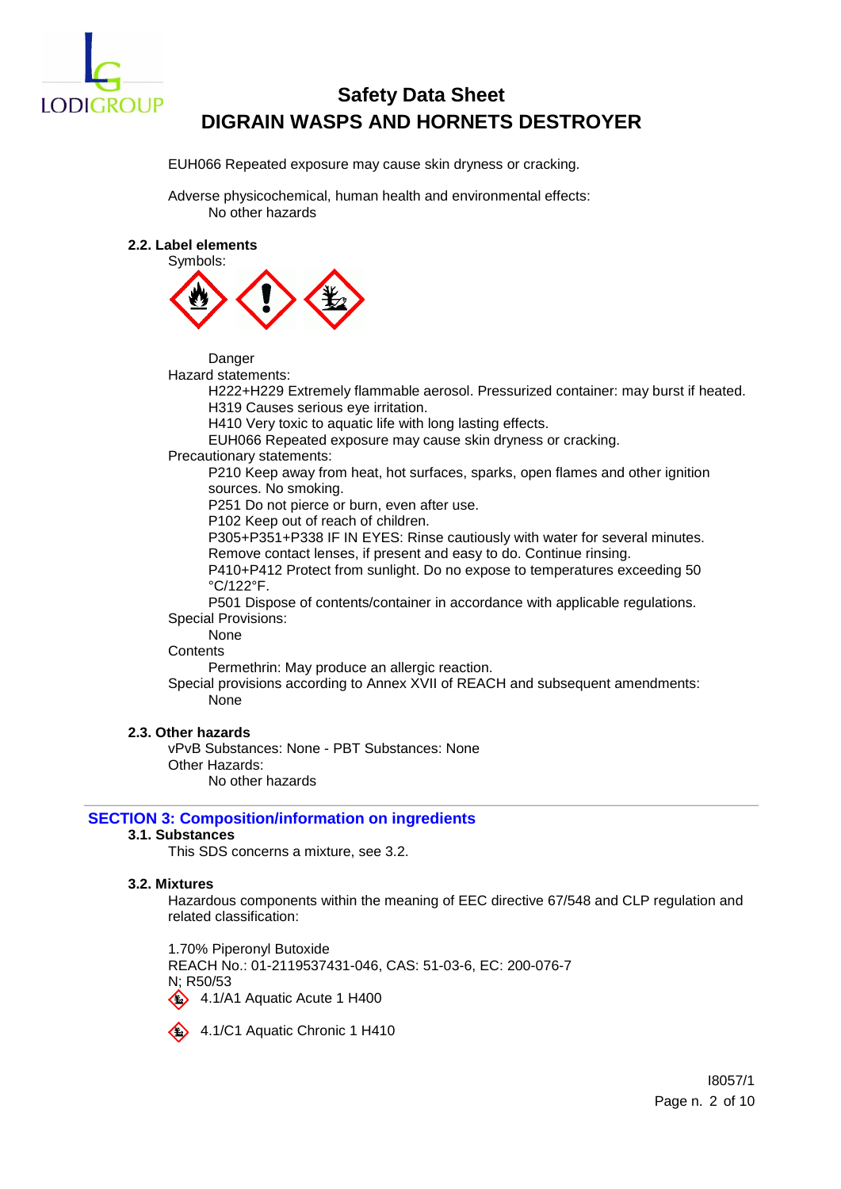EUH066 Repeated exposure may cause skin dryness or cracking.

Adverse physicochemical, human health and environmental effects:
No other hazards

**2.2. Label elements**

Symbols:

Danger

Hazard statements:

H222+H229 Extremely flammable aerosol. Pressurized container: may burst if heated.
H319 Causes serious eye irritation.
H410 Very toxic to aquatic life with long lasting effects.
EUH066 Repeated exposure may cause skin dryness or cracking.

Precautionary statements:

P210 Keep away from heat, hot surfaces, sparks, open flames and other ignition sources. No smoking.
P251 Do not pierce or burn, even after use.
P102 Keep out of reach of children.
P305+P351+P338 IF IN EYES: Rinse cautiously with water for several minutes. Remove contact lenses, if present and easy to do. Continue rinsing.
P410+P412 Protect from sunlight. Do no expose to temperatures exceeding 50 °C/122°F.
P501 Dispose of contents/container in accordance with applicable regulations.

Special Provisions:

None

Contents

Permethrin: May produce an allergic reaction.

Special provisions according to Annex XVII of REACH and subsequent amendments:

None

**2.3. Other hazards**

vPvB Substances: None - PBT Substances: None

Other Hazards:

No other hazards

## SECTION 3: Composition/information on ingredients

**3.1. Substances**

This SDS concerns a mixture, see 3.2.

**3.2. Mixtures**

Hazardous components within the meaning of EEC directive 67/548 and CLP regulation and related classification:

1.70% Piperonyl Butoxide
REACH No.: 01-2119537431-046, CAS: 51-03-6, EC: 200-076-7
N; R50/53

4.1/A1 Aquatic Acute 1 H400

4.1/C1 Aquatic Chronic 1 H410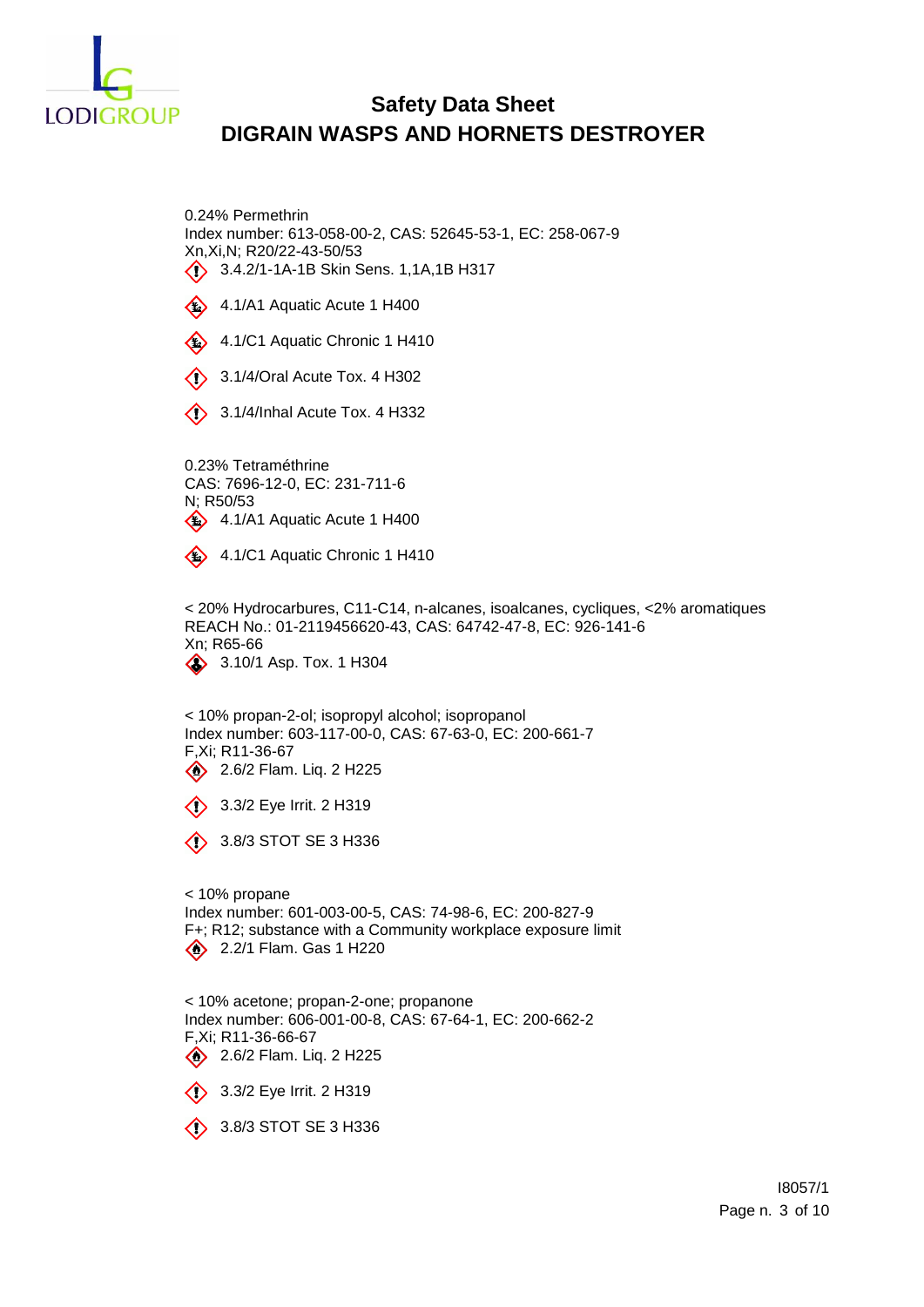0.24% Permethrin
Index number: 613-058-00-2, CAS: 52645-53-1, EC: 258-067-9
Xn,Xi,N; R20/22-43-50/53

- 3.4.2/1-1A-1B Skin Sens. 1,1A,1B H317
- 4.1/A1 Aquatic Acute 1 H400
- 4.1/C1 Aquatic Chronic 1 H410
- 3.1/4/Oral Acute Tox. 4 H302
- 3.1/4/Inhal Acute Tox. 4 H332

0.23% Tetraméthrine
CAS: 7696-12-0, EC: 231-711-6
N; R50/53

- 4.1/A1 Aquatic Acute 1 H400
- 4.1/C1 Aquatic Chronic 1 H410

< 20% Hydrocarbures, C11-C14, n-alcanes, isoalcanes, cycliques, <2% aromatiques
REACH No.: 01-2119456620-43, CAS: 64742-47-8, EC: 926-141-6
Xn; R65-66

- 3.10/1 Asp. Tox. 1 H304

< 10% propan-2-ol; isopropyl alcohol; isopropanol
Index number: 603-117-00-0, CAS: 67-63-0, EC: 200-661-7
F,Xi; R11-36-67

- 2.6/2 Flam. Liq. 2 H225
- 3.3/2 Eye Irrit. 2 H319
- 3.8/3 STOT SE 3 H336

< 10% propane
Index number: 601-003-00-5, CAS: 74-98-6, EC: 200-827-9
F+; R12; substance with a Community workplace exposure limit

- 2.2/1 Flam. Gas 1 H220

< 10% acetone; propan-2-one; propanone
Index number: 606-001-00-8, CAS: 67-64-1, EC: 200-662-2
F,Xi; R11-36-66-67

- 2.6/2 Flam. Liq. 2 H225
- 3.3/2 Eye Irrit. 2 H319
- 3.8/3 STOT SE 3 H336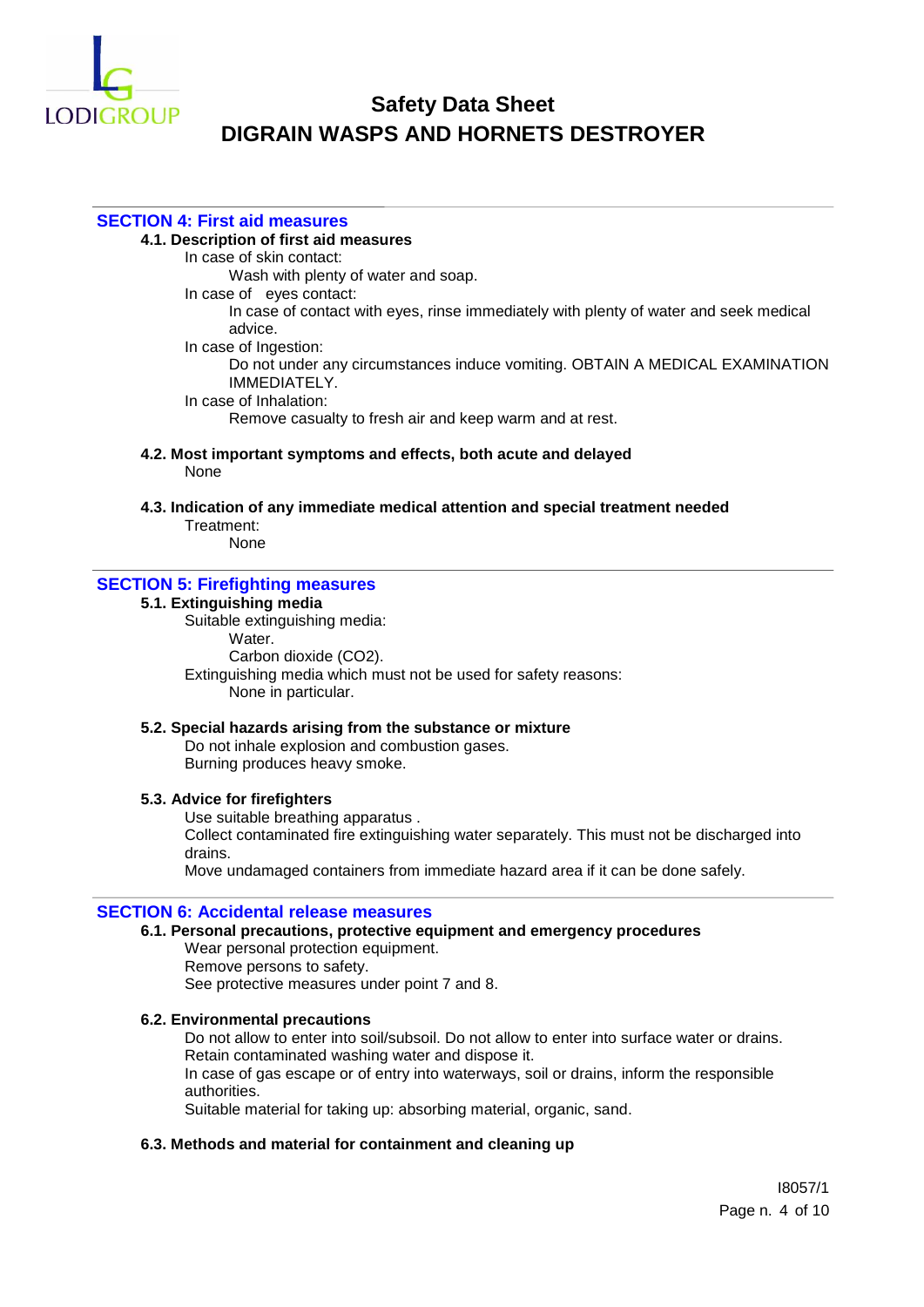## SECTION 4: First aid measures

### 4.1. Description of first aid measures

In case of skin contact:

Wash with plenty of water and soap.

In case of eyes contact:

In case of contact with eyes, rinse immediately with plenty of water and seek medical advice.

In case of Ingestion:

Do not under any circumstances induce vomiting. OBTAIN A MEDICAL EXAMINATION IMMEDIATELY.

In case of Inhalation:

Remove casualty to fresh air and keep warm and at rest.

### 4.2. Most important symptoms and effects, both acute and delayed

None

### 4.3. Indication of any immediate medical attention and special treatment needed

Treatment:

None

## SECTION 5: Firefighting measures

### 5.1. Extinguishing media

Suitable extinguishing media:

Water.

Carbon dioxide ($CO_2$).

Extinguishing media which must not be used for safety reasons:

None in particular.

### 5.2. Special hazards arising from the substance or mixture

Do not inhale explosion and combustion gases.

Burning produces heavy smoke.

### 5.3. Advice for firefighters

Use suitable breathing apparatus .

Collect contaminated fire extinguishing water separately. This must not be discharged into drains.

Move undamaged containers from immediate hazard area if it can be done safely.

## SECTION 6: Accidental release measures

### 6.1. Personal precautions, protective equipment and emergency procedures

Wear personal protection equipment.

Remove persons to safety.

See protective measures under point 7 and 8.

### 6.2. Environmental precautions

Do not allow to enter into soil/subsoil. Do not allow to enter into surface water or drains.

Retain contaminated washing water and dispose it.

In case of gas escape or of entry into waterways, soil or drains, inform the responsible authorities.

Suitable material for taking up: absorbing material, organic, sand.

### 6.3. Methods and material for containment and cleaning up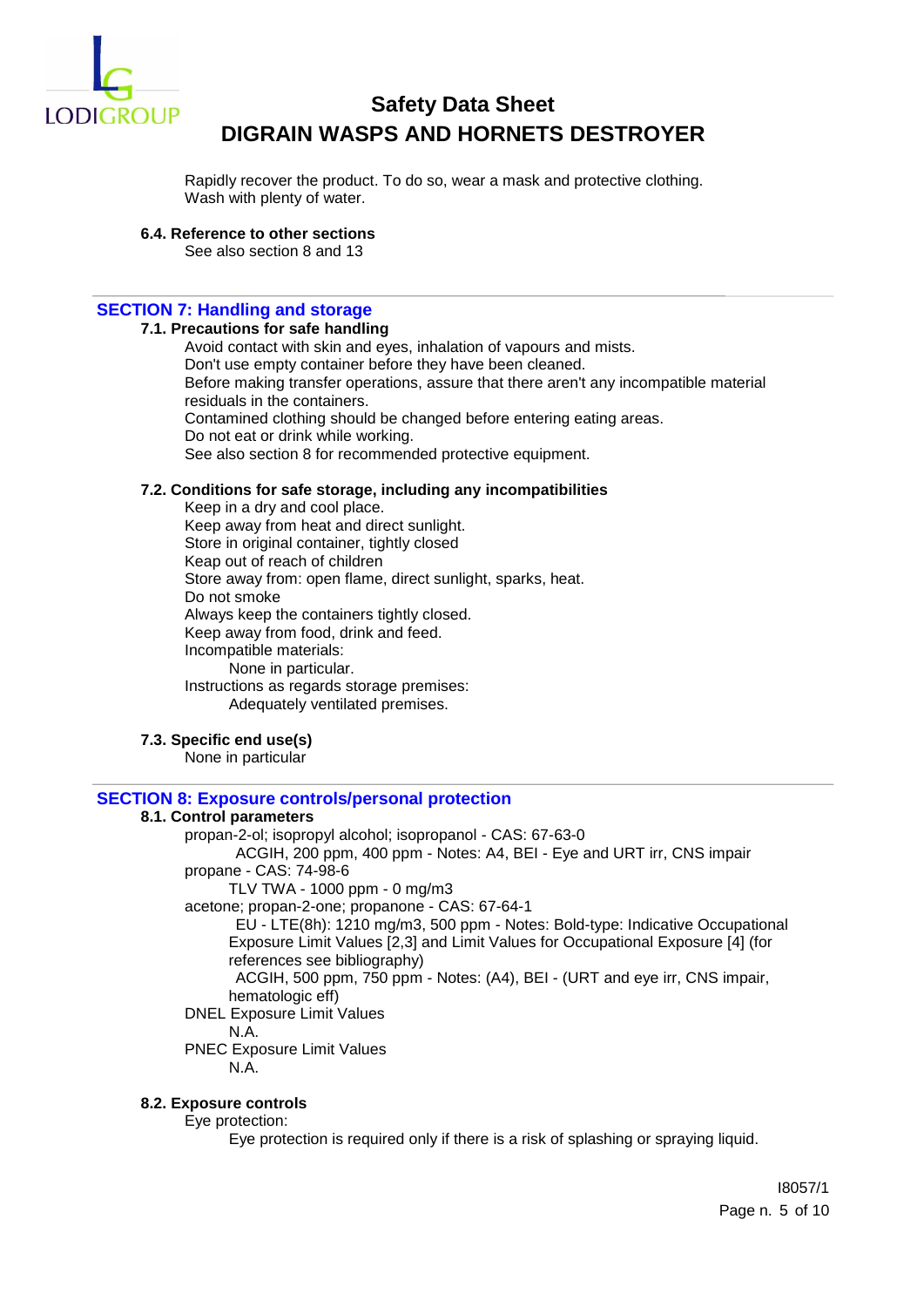Rapidly recover the product. To do so, wear a mask and protective clothing.
Wash with plenty of water.

**6.4. Reference to other sections**

See also section 8 and 13

## SECTION 7: Handling and storage

**7.1. Precautions for safe handling**

Avoid contact with skin and eyes, inhalation of vapours and mists.
Don't use empty container before they have been cleaned.
Before making transfer operations, assure that there aren't any incompatible material residuals in the containers.
Contamined clothing should be changed before entering eating areas.
Do not eat or drink while working.
See also section 8 for recommended protective equipment.

**7.2. Conditions for safe storage, including any incompatibilities**

Keep in a dry and cool place.
Keep away from heat and direct sunlight.
Store in original container, tightly closed
Keap out of reach of children
Store away from: open flame, direct sunlight, sparks, heat.
Do not smoke
Always keep the containers tightly closed.
Keep away from food, drink and feed.
Incompatible materials:
None in particular.
Instructions as regards storage premises:
Adequately ventilated premises.

**7.3. Specific end use(s)**

None in particular

## SECTION 8: Exposure controls/personal protection

**8.1. Control parameters**

propan-2-ol; isopropyl alcohol; isopropanol - CAS: 67-63-0
ACGIH, 200 ppm, 400 ppm - Notes: A4, BEI - Eye and URT irr, CNS impair
propane - CAS: 74-98-6
TLV TWA - 1000 ppm - 0 mg/m3
acetone; propan-2-one; propanone - CAS: 67-64-1
EU - LTE(8h): 1210 mg/m3, 500 ppm - Notes: Bold-type: Indicative Occupational Exposure Limit Values [2,3] and Limit Values for Occupational Exposure [4] (for references see bibliography)
ACGIH, 500 ppm, 750 ppm - Notes: (A4), BEI - (URT and eye irr, CNS impair, hematologic eff)
DNEL Exposure Limit Values
N.A.
PNEC Exposure Limit Values
N.A.

**8.2. Exposure controls**

Eye protection:
Eye protection is required only if there is a risk of splashing or spraying liquid.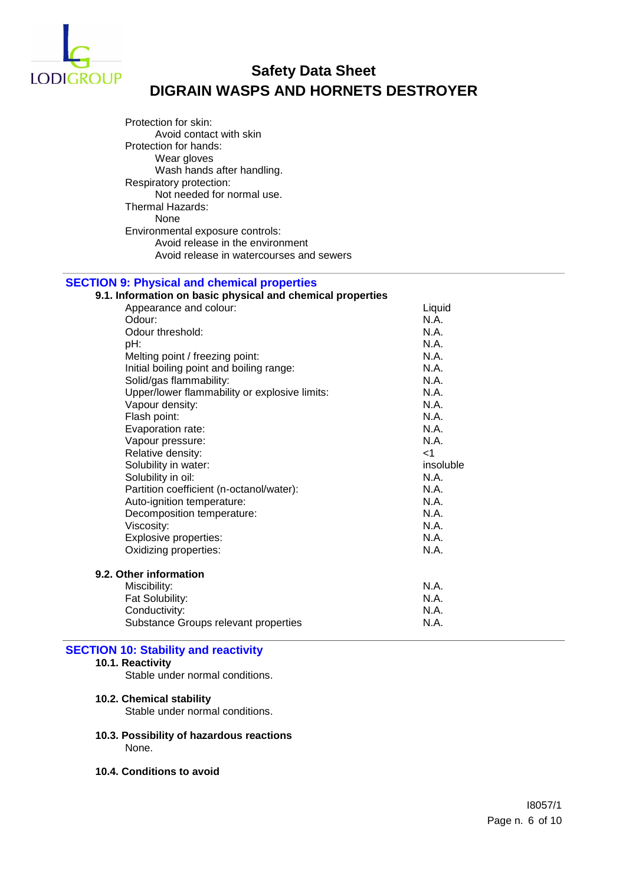Protection for skin:
    Avoid contact with skin

Protection for hands:
    Wear gloves
    Wash hands after handling.

Respiratory protection:
    Not needed for normal use.

Thermal Hazards:
    None

Environmental exposure controls:
    Avoid release in the environment
    Avoid release in watercourses and sewers

## SECTION 9: Physical and chemical properties

### 9.1. Information on basic physical and chemical properties

| Property | Value |
|---|---|
| Appearance and colour: | Liquid |
| Odour: | N.A. |
| Odour threshold: | N.A. |
| pH: | N.A. |
| Melting point / freezing point: | N.A. |
| Initial boiling point and boiling range: | N.A. |
| Solid/gas flammability: | N.A. |
| Upper/lower flammability or explosive limits: | N.A. |
| Vapour density: | N.A. |
| Flash point: | N.A. |
| Evaporation rate: | N.A. |
| Vapour pressure: | N.A. |
| Relative density: | <1 |
| Solubility in water: | insoluble |
| Solubility in oil: | N.A. |
| Partition coefficient (n-octanol/water): | N.A. |
| Auto-ignition temperature: | N.A. |
| Decomposition temperature: | N.A. |
| Viscosity: | N.A. |
| Explosive properties: | N.A. |
| Oxidizing properties: | N.A. |

### 9.2. Other information

| Property | Value |
|---|---|
| Miscibility: | N.A. |
| Fat Solubility: | N.A. |
| Conductivity: | N.A. |
| Substance Groups relevant properties | N.A. |

## SECTION 10: Stability and reactivity

### 10.1. Reactivity

Stable under normal conditions.

### 10.2. Chemical stability

Stable under normal conditions.

### 10.3. Possibility of hazardous reactions

None.

### 10.4. Conditions to avoid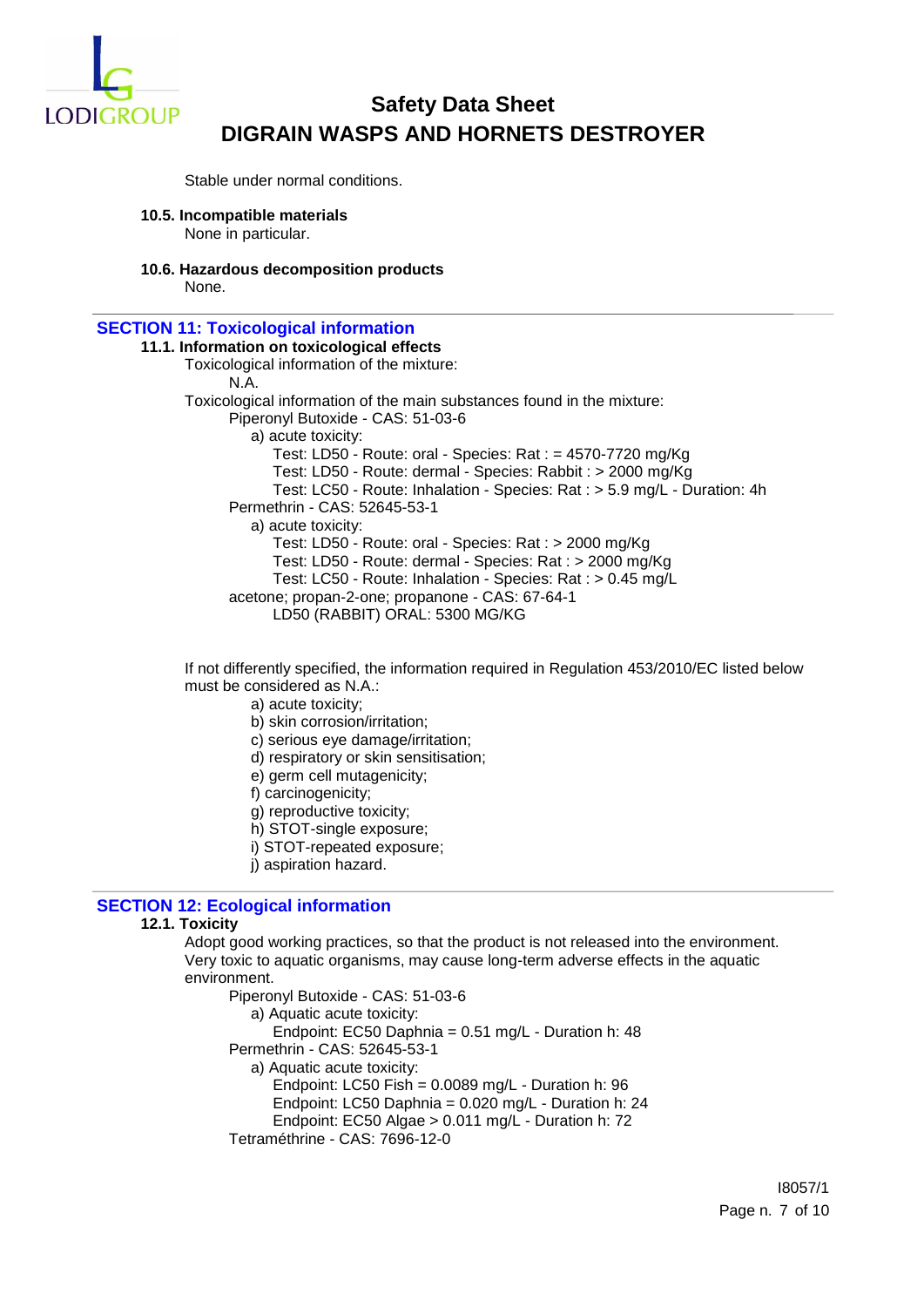Stable under normal conditions.

**10.5. Incompatible materials**

None in particular.

**10.6. Hazardous decomposition products**

None.

## SECTION 11: Toxicological information

**11.1. Information on toxicological effects**

Toxicological information of the mixture:

N.A.

Toxicological information of the main substances found in the mixture:

Piperonyl Butoxide - CAS: 51-03-6

a) acute toxicity:

Test: LD50 - Route: oral - Species: Rat : = 4570-7720 mg/Kg
Test: LD50 - Route: dermal - Species: Rabbit : > 2000 mg/Kg
Test: LC50 - Route: Inhalation - Species: Rat : > 5.9 mg/L - Duration: 4h

Permethrin - CAS: 52645-53-1

a) acute toxicity:

Test: LD50 - Route: oral - Species: Rat : > 2000 mg/Kg
Test: LD50 - Route: dermal - Species: Rat : > 2000 mg/Kg
Test: LC50 - Route: Inhalation - Species: Rat : > 0.45 mg/L

acetone; propan-2-one; propanone - CAS: 67-64-1

LD50 (RABBIT) ORAL: 5300 MG/KG

If not differently specified, the information required in Regulation 453/2010/EC listed below must be considered as N.A.:

a) acute toxicity;
b) skin corrosion/irritation;
c) serious eye damage/irritation;
d) respiratory or skin sensitisation;
e) germ cell mutagenicity;
f) carcinogenicity;
g) reproductive toxicity;
h) STOT-single exposure;
i) STOT-repeated exposure;
j) aspiration hazard.

## SECTION 12: Ecological information

**12.1. Toxicity**

Adopt good working practices, so that the product is not released into the environment.
Very toxic to aquatic organisms, may cause long-term adverse effects in the aquatic environment.

Piperonyl Butoxide - CAS: 51-03-6

a) Aquatic acute toxicity:

Endpoint: EC50 Daphnia = 0.51 mg/L - Duration h: 48

Permethrin - CAS: 52645-53-1

a) Aquatic acute toxicity:

Endpoint: LC50 Fish = 0.0089 mg/L - Duration h: 96
Endpoint: LC50 Daphnia = 0.020 mg/L - Duration h: 24
Endpoint: EC50 Algae > 0.011 mg/L - Duration h: 72

Tetraméthrine - CAS: 7696-12-0

I8057/1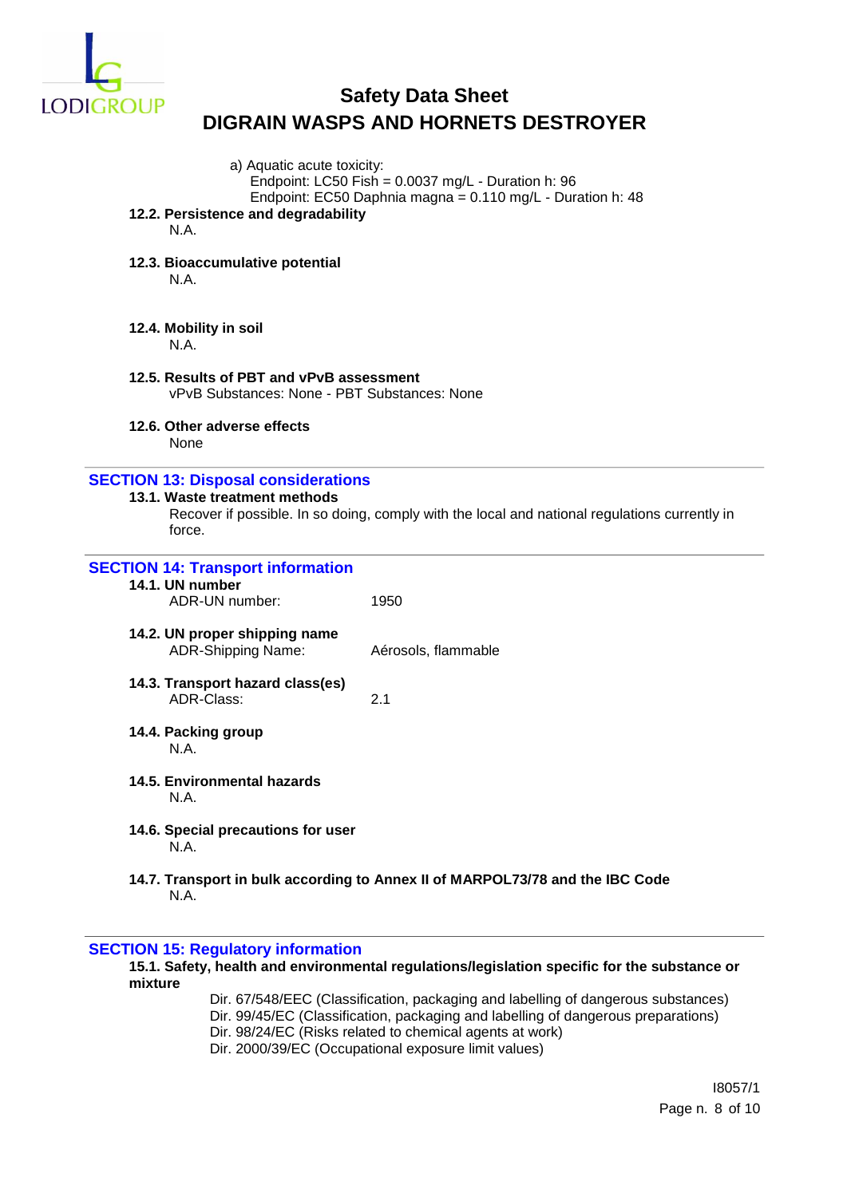a) Aquatic acute toxicity:
Endpoint: LC50 Fish = 0.0037 mg/L - Duration h: 96
Endpoint: EC50 Daphnia magna = 0.110 mg/L - Duration h: 48

### 12.2. Persistence and degradability

N.A.

### 12.3. Bioaccumulative potential

N.A.

### 12.4. Mobility in soil

N.A.

### 12.5. Results of PBT and vPvB assessment

vPvB Substances: None - PBT Substances: None

### 12.6. Other adverse effects

None

## SECTION 13: Disposal considerations

### 13.1. Waste treatment methods

Recover if possible. In so doing, comply with the local and national regulations currently in force.

## SECTION 14: Transport information

### 14.1. UN number

ADR-UN number: 1950

### 14.2. UN proper shipping name

ADR-Shipping Name: Aérosols, flammable

### 14.3. Transport hazard class(es)

ADR-Class: 2.1

### 14.4. Packing group

N.A.

### 14.5. Environmental hazards

N.A.

### 14.6. Special precautions for user

N.A.

### 14.7. Transport in bulk according to Annex II of MARPOL73/78 and the IBC Code

N.A.

## SECTION 15: Regulatory information

### 15.1. Safety, health and environmental regulations/legislation specific for the substance or mixture

Dir. 67/548/EEC (Classification, packaging and labelling of dangerous substances)
Dir. 99/45/EC (Classification, packaging and labelling of dangerous preparations)
Dir. 98/24/EC (Risks related to chemical agents at work)
Dir. 2000/39/EC (Occupational exposure limit values)

I8057/1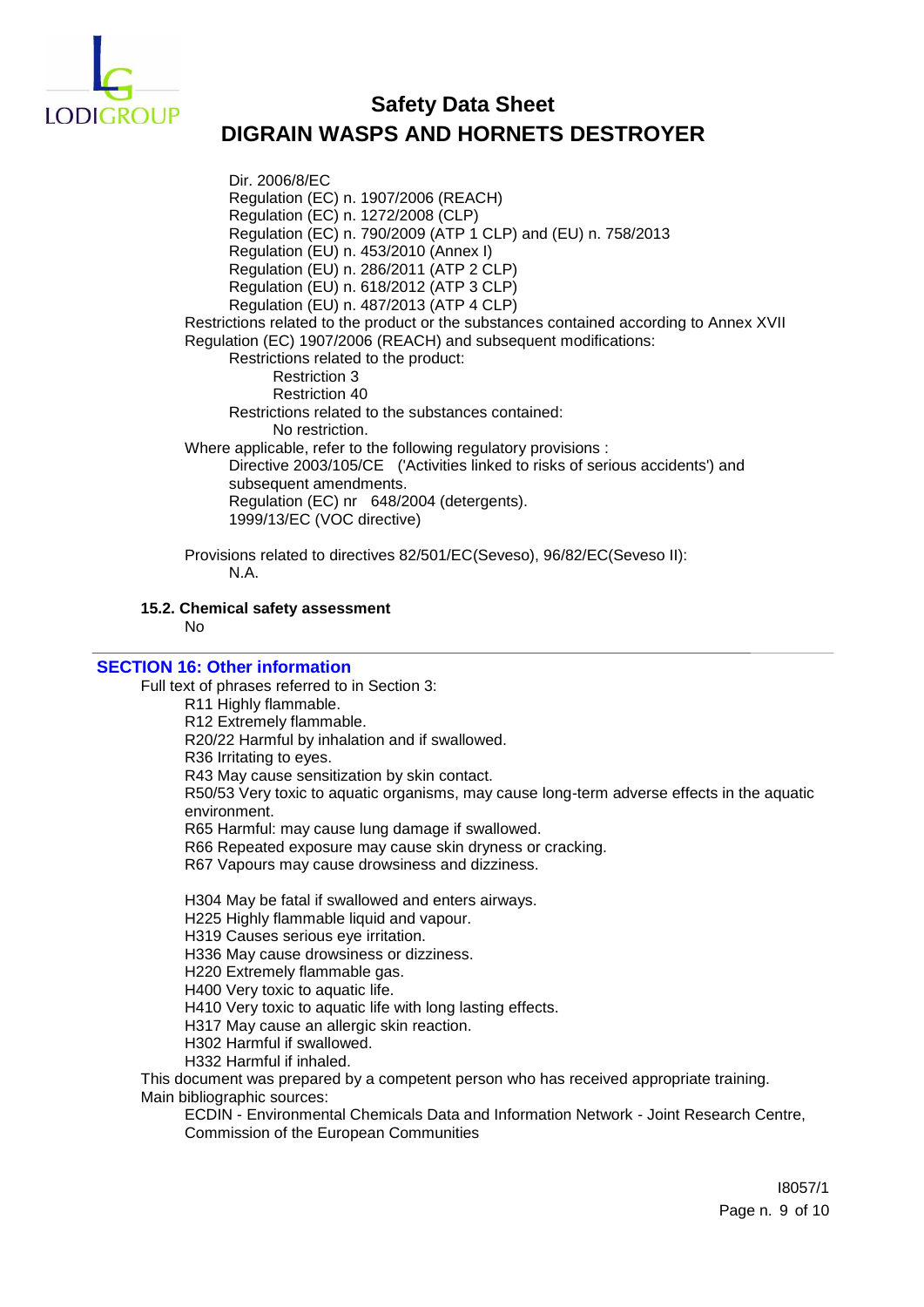Dir. 2006/8/EC
Regulation (EC) n. 1907/2006 (REACH)
Regulation (EC) n. 1272/2008 (CLP)
Regulation (EC) n. 790/2009 (ATP 1 CLP) and (EU) n. 758/2013
Regulation (EU) n. 453/2010 (Annex I)
Regulation (EU) n. 286/2011 (ATP 2 CLP)
Regulation (EU) n. 618/2012 (ATP 3 CLP)
Regulation (EU) n. 487/2013 (ATP 4 CLP)

Restrictions related to the product or the substances contained according to Annex XVII Regulation (EC) 1907/2006 (REACH) and subsequent modifications:

Restrictions related to the product:
- Restriction 3
- Restriction 40

Restrictions related to the substances contained:
- No restriction.

Where applicable, refer to the following regulatory provisions :
- Directive 2003/105/CE ('Activities linked to risks of serious accidents') and subsequent amendments.
- Regulation (EC) nr 648/2004 (detergents).
- 1999/13/EC (VOC directive)

Provisions related to directives 82/501/EC(Seveso), 96/82/EC(Seveso II):
N.A.

**15.2. Chemical safety assessment**

No

## SECTION 16: Other information

Full text of phrases referred to in Section 3:

R11 Highly flammable.
R12 Extremely flammable.
R20/22 Harmful by inhalation and if swallowed.
R36 Irritating to eyes.
R43 May cause sensitization by skin contact.
R50/53 Very toxic to aquatic organisms, may cause long-term adverse effects in the aquatic environment.
R65 Harmful: may cause lung damage if swallowed.
R66 Repeated exposure may cause skin dryness or cracking.
R67 Vapours may cause drowsiness and dizziness.

H304 May be fatal if swallowed and enters airways.
H225 Highly flammable liquid and vapour.
H319 Causes serious eye irritation.
H336 May cause drowsiness or dizziness.
H220 Extremely flammable gas.
H400 Very toxic to aquatic life.
H410 Very toxic to aquatic life with long lasting effects.
H317 May cause an allergic skin reaction.
H302 Harmful if swallowed.
H332 Harmful if inhaled.

This document was prepared by a competent person who has received appropriate training.

Main bibliographic sources:

ECDIN - Environmental Chemicals Data and Information Network - Joint Research Centre, Commission of the European Communities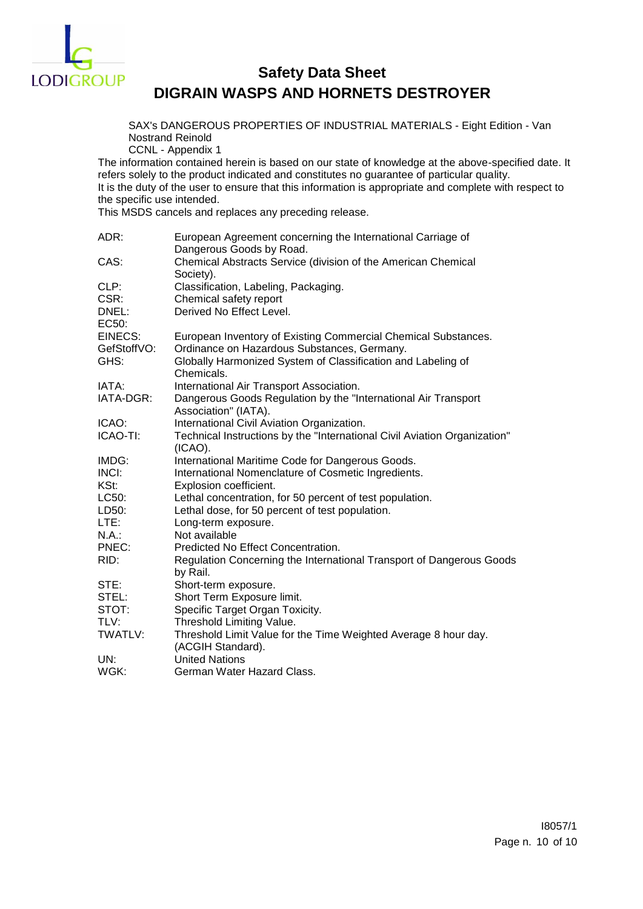SAX's DANGEROUS PROPERTIES OF INDUSTRIAL MATERIALS - Eight Edition - Van Nostrand Reinold
CCNL - Appendix 1

The information contained herein is based on our state of knowledge at the above-specified date. It refers solely to the product indicated and constitutes no guarantee of particular quality.
It is the duty of the user to ensure that this information is appropriate and complete with respect to the specific use intended.
This MSDS cancels and replaces any preceding release.

| | |
|---|---|
| ADR: | European Agreement concerning the International Carriage of Dangerous Goods by Road. |
| CAS: | Chemical Abstracts Service (division of the American Chemical Society). |
| CLP: | Classification, Labeling, Packaging. |
| CSR: | Chemical safety report |
| DNEL: | Derived No Effect Level. |
| EC50: | |
| EINECS: | European Inventory of Existing Commercial Chemical Substances. |
| GefStoffVO: | Ordinance on Hazardous Substances, Germany. |
| GHS: | Globally Harmonized System of Classification and Labeling of Chemicals. |
| IATA: | International Air Transport Association. |
| IATA-DGR: | Dangerous Goods Regulation by the "International Air Transport Association" (IATA). |
| ICAO: | International Civil Aviation Organization. |
| ICAO-TI: | Technical Instructions by the "International Civil Aviation Organization" (ICAO). |
| IMDG: | International Maritime Code for Dangerous Goods. |
| INCI: | International Nomenclature of Cosmetic Ingredients. |
| KSt: | Explosion coefficient. |
| LC50: | Lethal concentration, for 50 percent of test population. |
| LD50: | Lethal dose, for 50 percent of test population. |
| LTE: | Long-term exposure. |
| N.A.: | Not available |
| PNEC: | Predicted No Effect Concentration. |
| RID: | Regulation Concerning the International Transport of Dangerous Goods by Rail. |
| STE: | Short-term exposure. |
| STEL: | Short Term Exposure limit. |
| STOT: | Specific Target Organ Toxicity. |
| TLV: | Threshold Limiting Value. |
| TWATLV: | Threshold Limit Value for the Time Weighted Average 8 hour day. (ACGIH Standard). |
| UN: | United Nations |
| WGK: | German Water Hazard Class. |

I8057/1